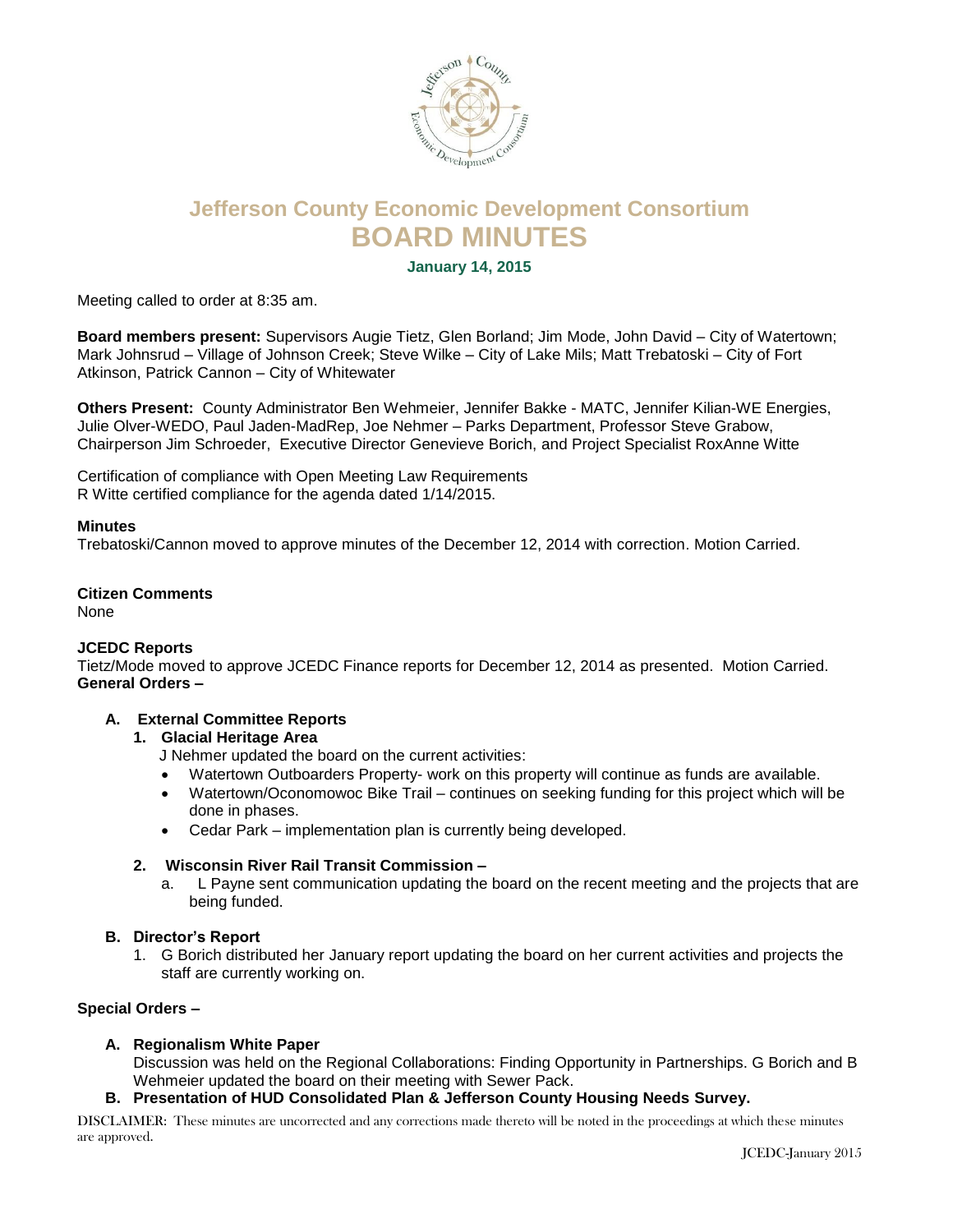# Jefferson County Economic Development Consortium

# BOARD MINUTES

**January 14, 2015**

Meeting called to order at 8:35 am.

**Board members present:** Supervisors Augie Tietz, Glen Borland; Jim Mode, John David – City of Watertown; Mark Johnsrud – Village of Johnson Creek; Steve Wilke – City of Lake Mils; Matt Trebatoski – City of Fort Atkinson, Patrick Cannon – City of Whitewater

**Others Present:** County Administrator Ben Wehmeier, Jennifer Bakke - MATC, Jennifer Kilian-WE Energies, Julie Olver-WEDO, Paul Jaden-MadRep, Joe Nehmer – Parks Department, Professor Steve Grabow, Chairperson Jim Schroeder, Executive Director Genevieve Borich, and Project Specialist RoxAnne Witte

Certification of compliance with Open Meeting Law Requirements
R Witte certified compliance for the agenda dated 1/14/2015.

**Minutes**
Trebatoski/Cannon moved to approve minutes of the December 12, 2014 with correction. Motion Carried.

**Citizen Comments**
None

**JCEDC Reports**
Tietz/Mode moved to approve JCEDC Finance reports for December 12, 2014 as presented. Motion Carried.
**General Orders –**

**A. External Committee Reports**

**1. Glacial Heritage Area**
J Nehmer updated the board on the current activities:
- Watertown Outboarders Property- work on this property will continue as funds are available.
- Watertown/Oconomowoc Bike Trail – continues on seeking funding for this project which will be done in phases.
- Cedar Park – implementation plan is currently being developed.

**2. Wisconsin River Rail Transit Commission –**
a. L Payne sent communication updating the board on the recent meeting and the projects that are being funded.

**B. Director's Report**
1. G Borich distributed her January report updating the board on her current activities and projects the staff are currently working on.

**Special Orders –**

**A. Regionalism White Paper**
Discussion was held on the Regional Collaborations: Finding Opportunity in Partnerships. G Borich and B Wehmeier updated the board on their meeting with Sewer Pack.

**B. Presentation of HUD Consolidated Plan & Jefferson County Housing Needs Survey.**

DISCLAIMER: These minutes are uncorrected and any corrections made thereto will be noted in the proceedings at which these minutes are approved.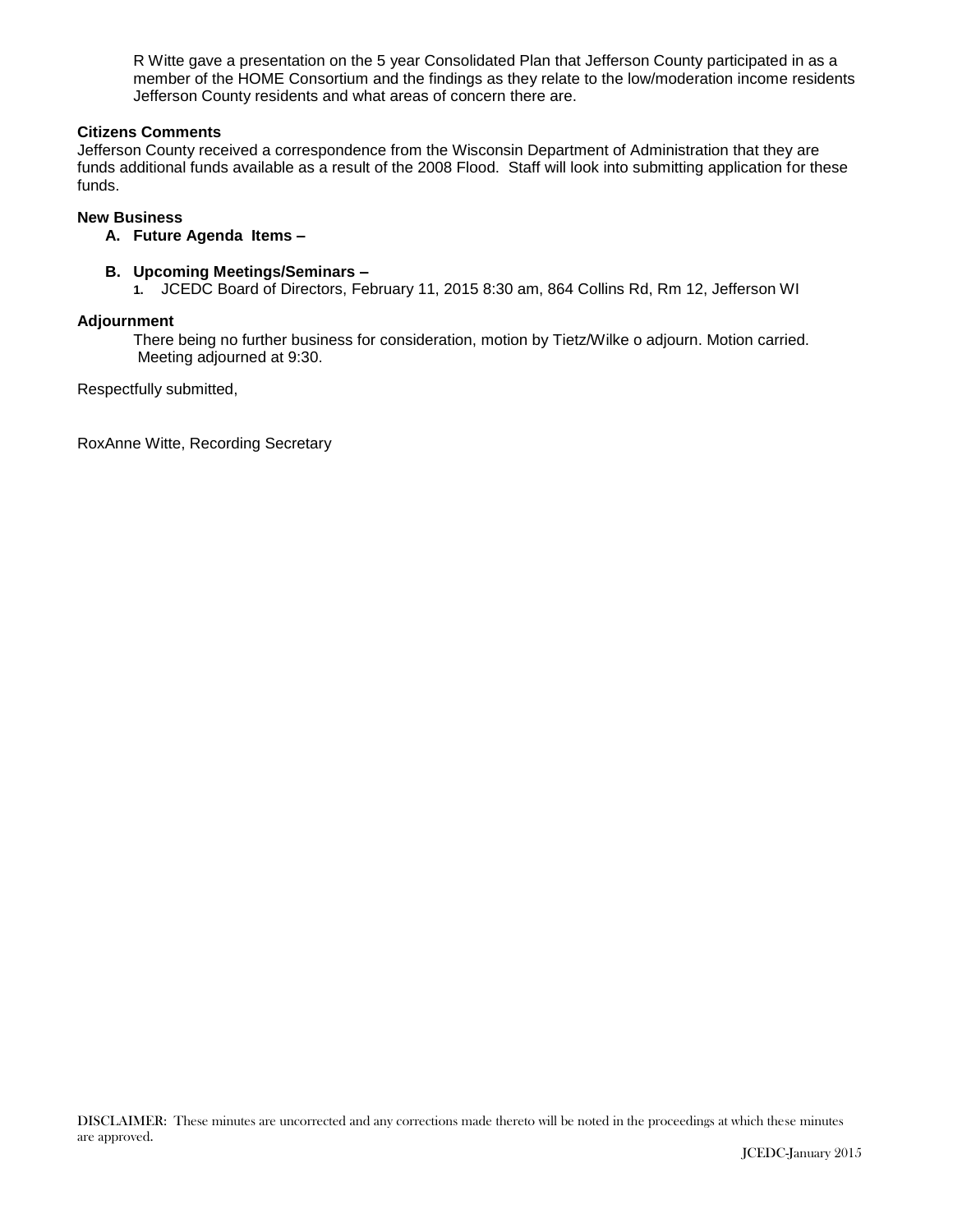R Witte gave a presentation on the 5 year Consolidated Plan that Jefferson County participated in as a member of the HOME Consortium and the findings as they relate to the low/moderation income residents Jefferson County residents and what areas of concern there are.

**Citizens Comments**

Jefferson County received a correspondence from the Wisconsin Department of Administration that they are funds additional funds available as a result of the 2008 Flood. Staff will look into submitting application for these funds.

**New Business**

**A. Future Agenda Items –**

**B. Upcoming Meetings/Seminars –**

1. JCEDC Board of Directors, February 11, 2015 8:30 am, 864 Collins Rd, Rm 12, Jefferson WI

**Adjournment**

There being no further business for consideration, motion by Tietz/Wilke o adjourn. Motion carried. Meeting adjourned at 9:30.

Respectfully submitted,

RoxAnne Witte, Recording Secretary

DISCLAIMER: These minutes are uncorrected and any corrections made thereto will be noted in the proceedings at which these minutes are approved.